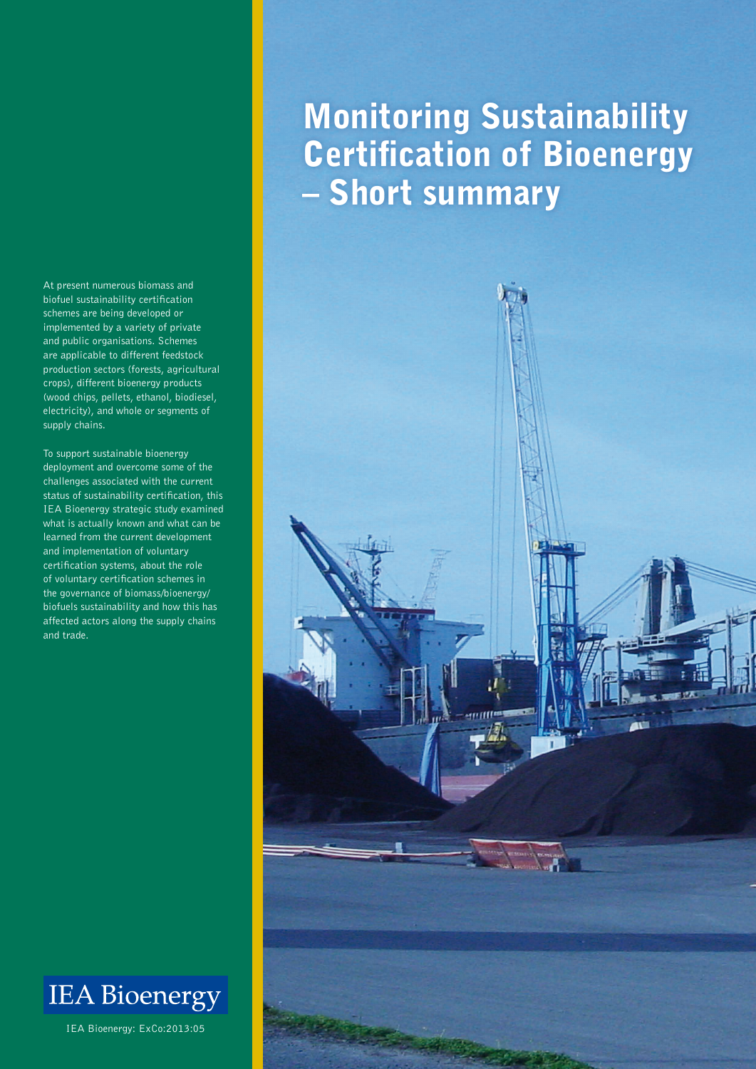# Monitoring Sustainability Certification of Bioenergy – Short summary

At present numerous biomass and biofuel sustainability certification schemes are being developed or implemented by a variety of private and public organisations. Schemes are applicable to different feedstock production sectors (forests, agricultural crops), different bioenergy products (wood chips, pellets, ethanol, biodiesel, electricity), and whole or segments of supply chains.

To support sustainable bioenergy deployment and overcome some of the challenges associated with the current status of sustainability certification, this IEA Bioenergy strategic study examined what is actually known and what can be learned from the current development and implementation of voluntary certification systems, about the role of voluntary certification schemes in the governance of biomass/bioenergy/biofuels sustainability and how this has affected actors along the supply chains and trade.

IEA Bioenergy

IEA Bioenergy: ExCo:2013:05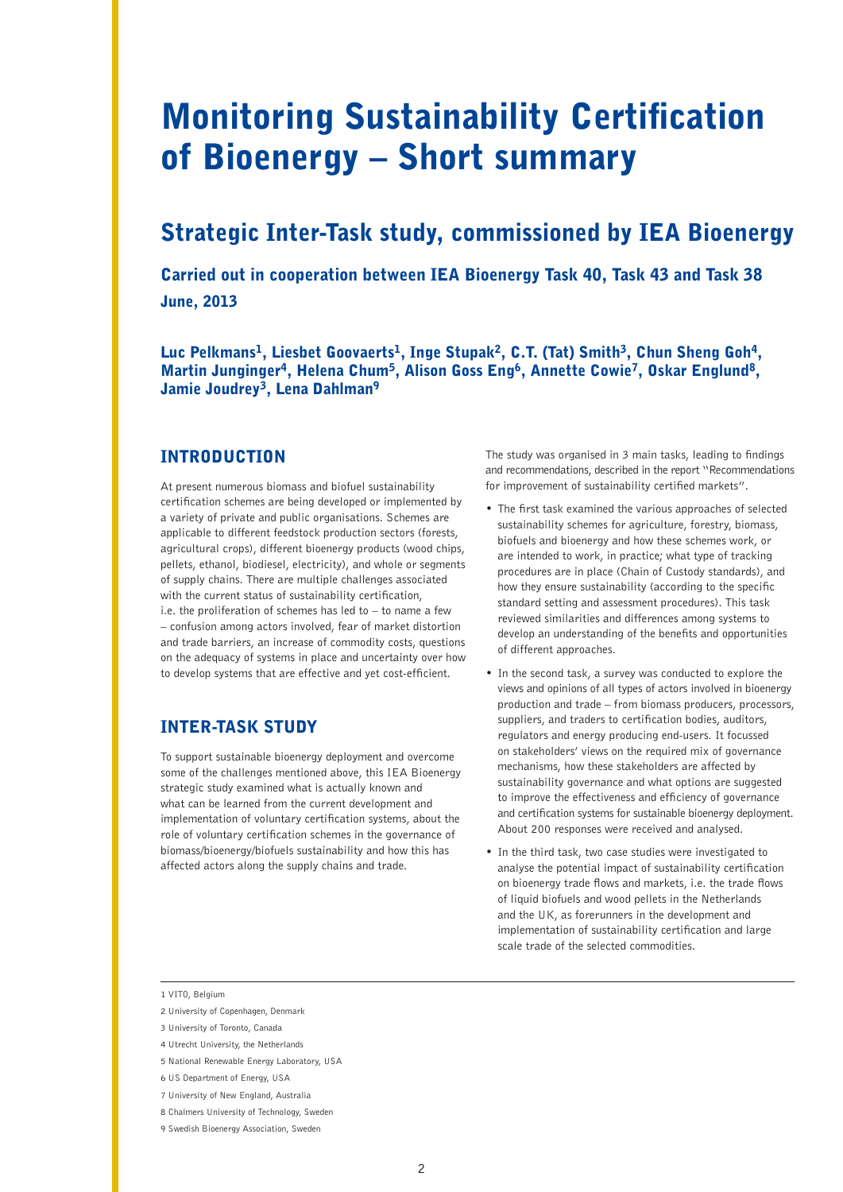# Monitoring Sustainability Certification of Bioenergy – Short summary

## Strategic Inter-Task study, commissioned by IEA Bioenergy

### Carried out in cooperation between IEA Bioenergy Task 40, Task 43 and Task 38

### June, 2013

**Luc Pelkmans[1], Liesbet Goovaerts[1], Inge Stupak[2], C.T. (Tat) Smith[3], Chun Sheng Goh[4], Martin Junginger[4], Helena Chum[5], Alison Goss Eng[6], Annette Cowie[7], Oskar Englund[8], Jamie Joudrey[3], Lena Dahlman[9]**

## INTRODUCTION

At present numerous biomass and biofuel sustainability certification schemes are being developed or implemented by a variety of private and public organisations. Schemes are applicable to different feedstock production sectors (forests, agricultural crops), different bioenergy products (wood chips, pellets, ethanol, biodiesel, electricity), and whole or segments of supply chains. There are multiple challenges associated with the current status of sustainability certification, i.e. the proliferation of schemes has led to – to name a few – confusion among actors involved, fear of market distortion and trade barriers, an increase of commodity costs, questions on the adequacy of systems in place and uncertainty over how to develop systems that are effective and yet cost-efficient.

## INTER-TASK STUDY

To support sustainable bioenergy deployment and overcome some of the challenges mentioned above, this IEA Bioenergy strategic study examined what is actually known and what can be learned from the current development and implementation of voluntary certification systems, about the role of voluntary certification schemes in the governance of biomass/bioenergy/biofuels sustainability and how this has affected actors along the supply chains and trade.

The study was organised in 3 main tasks, leading to findings and recommendations, described in the report "Recommendations for improvement of sustainability certified markets".

- The first task examined the various approaches of selected sustainability schemes for agriculture, forestry, biomass, biofuels and bioenergy and how these schemes work, or are intended to work, in practice; what type of tracking procedures are in place (Chain of Custody standards), and how they ensure sustainability (according to the specific standard setting and assessment procedures). This task reviewed similarities and differences among systems to develop an understanding of the benefits and opportunities of different approaches.
- In the second task, a survey was conducted to explore the views and opinions of all types of actors involved in bioenergy production and trade – from biomass producers, processors, suppliers, and traders to certification bodies, auditors, regulators and energy producing end-users. It focussed on stakeholders' views on the required mix of governance mechanisms, how these stakeholders are affected by sustainability governance and what options are suggested to improve the effectiveness and efficiency of governance and certification systems for sustainable bioenergy deployment. About 200 responses were received and analysed.
- In the third task, two case studies were investigated to analyse the potential impact of sustainability certification on bioenergy trade flows and markets, i.e. the trade flows of liquid biofuels and wood pellets in the Netherlands and the UK, as forerunners in the development and implementation of sustainability certification and large scale trade of the selected commodities.

---

1 VITO, Belgium

2 University of Copenhagen, Denmark

3 University of Toronto, Canada

4 Utrecht University, the Netherlands

5 National Renewable Energy Laboratory, USA

6 US Department of Energy, USA

7 University of New England, Australia

8 Chalmers University of Technology, Sweden

9 Swedish Bioenergy Association, Sweden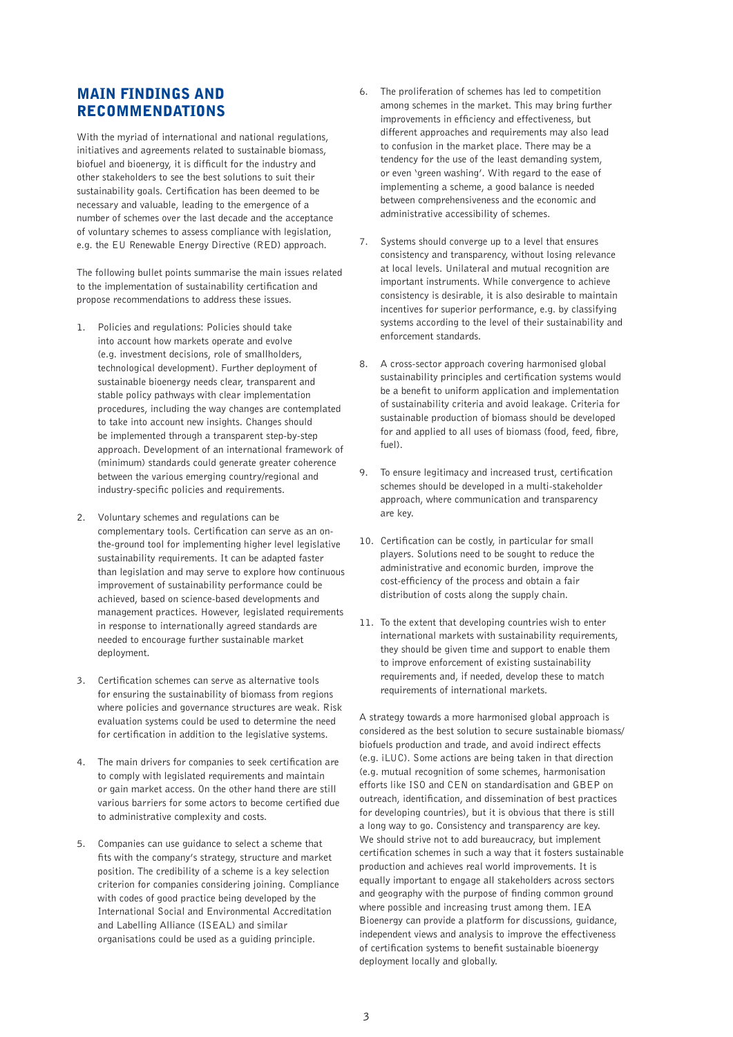## MAIN FINDINGS AND RECOMMENDATIONS

With the myriad of international and national regulations, initiatives and agreements related to sustainable biomass, biofuel and bioenergy, it is difficult for the industry and other stakeholders to see the best solutions to suit their sustainability goals. Certification has been deemed to be necessary and valuable, leading to the emergence of a number of schemes over the last decade and the acceptance of voluntary schemes to assess compliance with legislation, e.g. the EU Renewable Energy Directive (RED) approach.

The following bullet points summarise the main issues related to the implementation of sustainability certification and propose recommendations to address these issues.

1. Policies and regulations: Policies should take into account how markets operate and evolve (e.g. investment decisions, role of smallholders, technological development). Further deployment of sustainable bioenergy needs clear, transparent and stable policy pathways with clear implementation procedures, including the way changes are contemplated to take into account new insights. Changes should be implemented through a transparent step-by-step approach. Development of an international framework of (minimum) standards could generate greater coherence between the various emerging country/regional and industry-specific policies and requirements.

2. Voluntary schemes and regulations can be complementary tools. Certification can serve as an on-the-ground tool for implementing higher level legislative sustainability requirements. It can be adapted faster than legislation and may serve to explore how continuous improvement of sustainability performance could be achieved, based on science-based developments and management practices. However, legislated requirements in response to internationally agreed standards are needed to encourage further sustainable market deployment.

3. Certification schemes can serve as alternative tools for ensuring the sustainability of biomass from regions where policies and governance structures are weak. Risk evaluation systems could be used to determine the need for certification in addition to the legislative systems.

4. The main drivers for companies to seek certification are to comply with legislated requirements and maintain or gain market access. On the other hand there are still various barriers for some actors to become certified due to administrative complexity and costs.

5. Companies can use guidance to select a scheme that fits with the company's strategy, structure and market position. The credibility of a scheme is a key selection criterion for companies considering joining. Compliance with codes of good practice being developed by the International Social and Environmental Accreditation and Labelling Alliance (ISEAL) and similar organisations could be used as a guiding principle.

6. The proliferation of schemes has led to competition among schemes in the market. This may bring further improvements in efficiency and effectiveness, but different approaches and requirements may also lead to confusion in the market place. There may be a tendency for the use of the least demanding system, or even 'green washing'. With regard to the ease of implementing a scheme, a good balance is needed between comprehensiveness and the economic and administrative accessibility of schemes.

7. Systems should converge up to a level that ensures consistency and transparency, without losing relevance at local levels. Unilateral and mutual recognition are important instruments. While convergence to achieve consistency is desirable, it is also desirable to maintain incentives for superior performance, e.g. by classifying systems according to the level of their sustainability and enforcement standards.

8. A cross-sector approach covering harmonised global sustainability principles and certification systems would be a benefit to uniform application and implementation of sustainability criteria and avoid leakage. Criteria for sustainable production of biomass should be developed for and applied to all uses of biomass (food, feed, fibre, fuel).

9. To ensure legitimacy and increased trust, certification schemes should be developed in a multi-stakeholder approach, where communication and transparency are key.

10. Certification can be costly, in particular for small players. Solutions need to be sought to reduce the administrative and economic burden, improve the cost-efficiency of the process and obtain a fair distribution of costs along the supply chain.

11. To the extent that developing countries wish to enter international markets with sustainability requirements, they should be given time and support to enable them to improve enforcement of existing sustainability requirements and, if needed, develop these to match requirements of international markets.

A strategy towards a more harmonised global approach is considered as the best solution to secure sustainable biomass/biofuels production and trade, and avoid indirect effects (e.g. iLUC). Some actions are being taken in that direction (e.g. mutual recognition of some schemes, harmonisation efforts like ISO and CEN on standardisation and GBEP on outreach, identification, and dissemination of best practices for developing countries), but it is obvious that there is still a long way to go. Consistency and transparency are key. We should strive not to add bureaucracy, but implement certification schemes in such a way that it fosters sustainable production and achieves real world improvements. It is equally important to engage all stakeholders across sectors and geography with the purpose of finding common ground where possible and increasing trust among them. IEA Bioenergy can provide a platform for discussions, guidance, independent views and analysis to improve the effectiveness of certification systems to benefit sustainable bioenergy deployment locally and globally.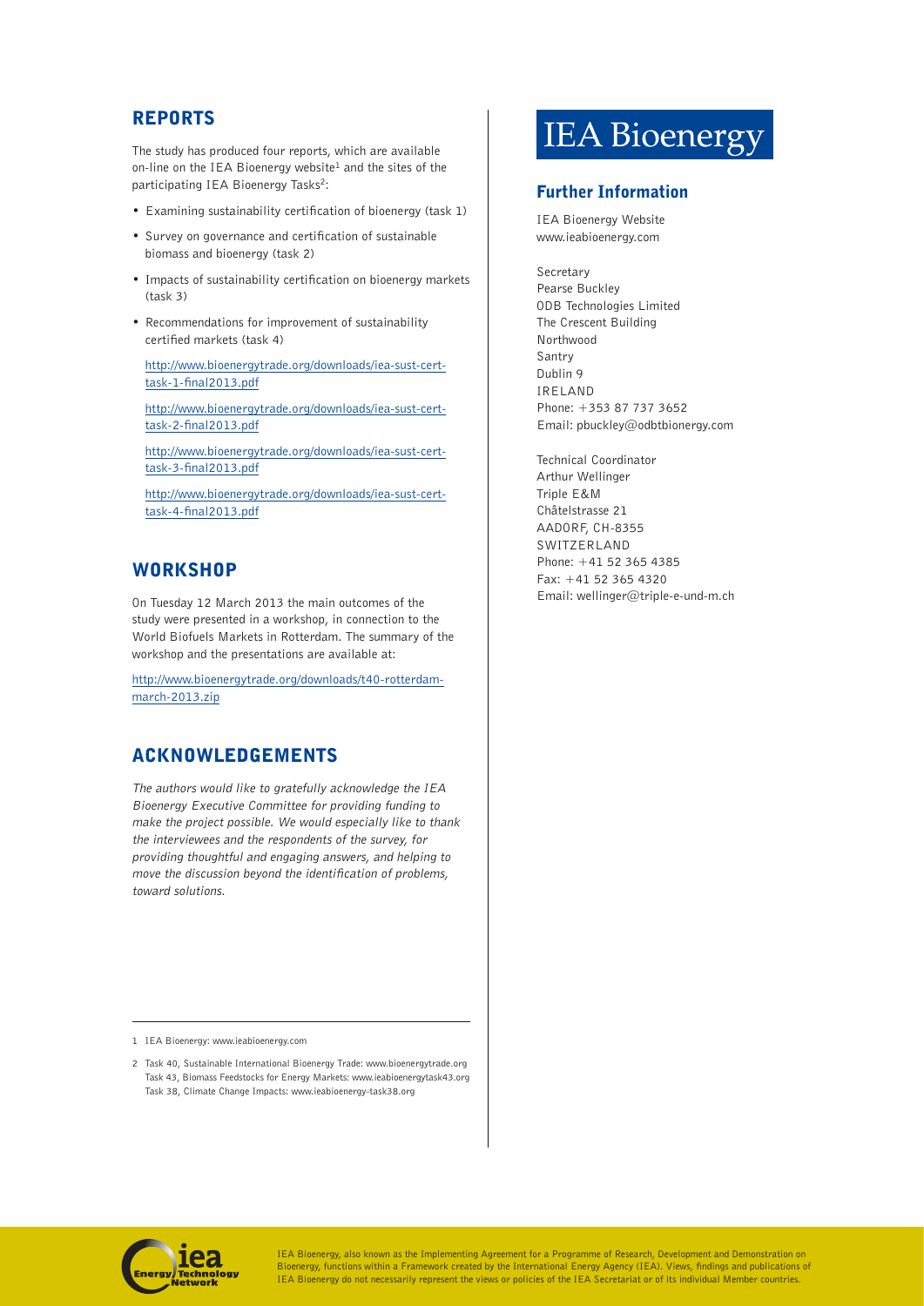## REPORTS

The study has produced four reports, which are available on-line on the IEA Bioenergy website[1] and the sites of the participating IEA Bioenergy Tasks[2]:

- Examining sustainability certification of bioenergy (task 1)
- Survey on governance and certification of sustainable biomass and bioenergy (task 2)
- Impacts of sustainability certification on bioenergy markets (task 3)
- Recommendations for improvement of sustainability certified markets (task 4)

http://www.bioenergytrade.org/downloads/iea-sust-cert-task-1-final2013.pdf

http://www.bioenergytrade.org/downloads/iea-sust-cert-task-2-final2013.pdf

http://www.bioenergytrade.org/downloads/iea-sust-cert-task-3-final2013.pdf

http://www.bioenergytrade.org/downloads/iea-sust-cert-task-4-final2013.pdf

## WORKSHOP

On Tuesday 12 March 2013 the main outcomes of the study were presented in a workshop, in connection to the World Biofuels Markets in Rotterdam. The summary of the workshop and the presentations are available at:

http://www.bioenergytrade.org/downloads/t40-rotterdam-march-2013.zip

## ACKNOWLEDGEMENTS

*The authors would like to gratefully acknowledge the IEA Bioenergy Executive Committee for providing funding to make the project possible. We would especially like to thank the interviewees and the respondents of the survey, for providing thoughtful and engaging answers, and helping to move the discussion beyond the identification of problems, toward solutions.*

1 IEA Bioenergy: www.ieabioenergy.com

2 Task 40, Sustainable International Bioenergy Trade: www.bioenergytrade.org
Task 43, Biomass Feedstocks for Energy Markets: www.ieabioenergytask43.org
Task 38, Climate Change Impacts: www.ieabioenergy-task38.org

# IEA Bioenergy

## Further Information

IEA Bioenergy Website
www.ieabioenergy.com

Secretary
Pearse Buckley
ODB Technologies Limited
The Crescent Building
Northwood
Santry
Dublin 9
IRELAND
Phone: +353 87 737 3652
Email: pbuckley@odbtbionergy.com

Technical Coordinator
Arthur Wellinger
Triple E&M
Châtelstrasse 21
AADORF, CH-8355
SWITZERLAND
Phone: +41 52 365 4385
Fax: +41 52 365 4320
Email: wellinger@triple-e-und-m.ch

IEA Bioenergy, also known as the Implementing Agreement for a Programme of Research, Development and Demonstration on Bioenergy, functions within a Framework created by the International Energy Agency (IEA). Views, findings and publications of IEA Bioenergy do not necessarily represent the views or policies of the IEA Secretariat or of its individual Member countries.